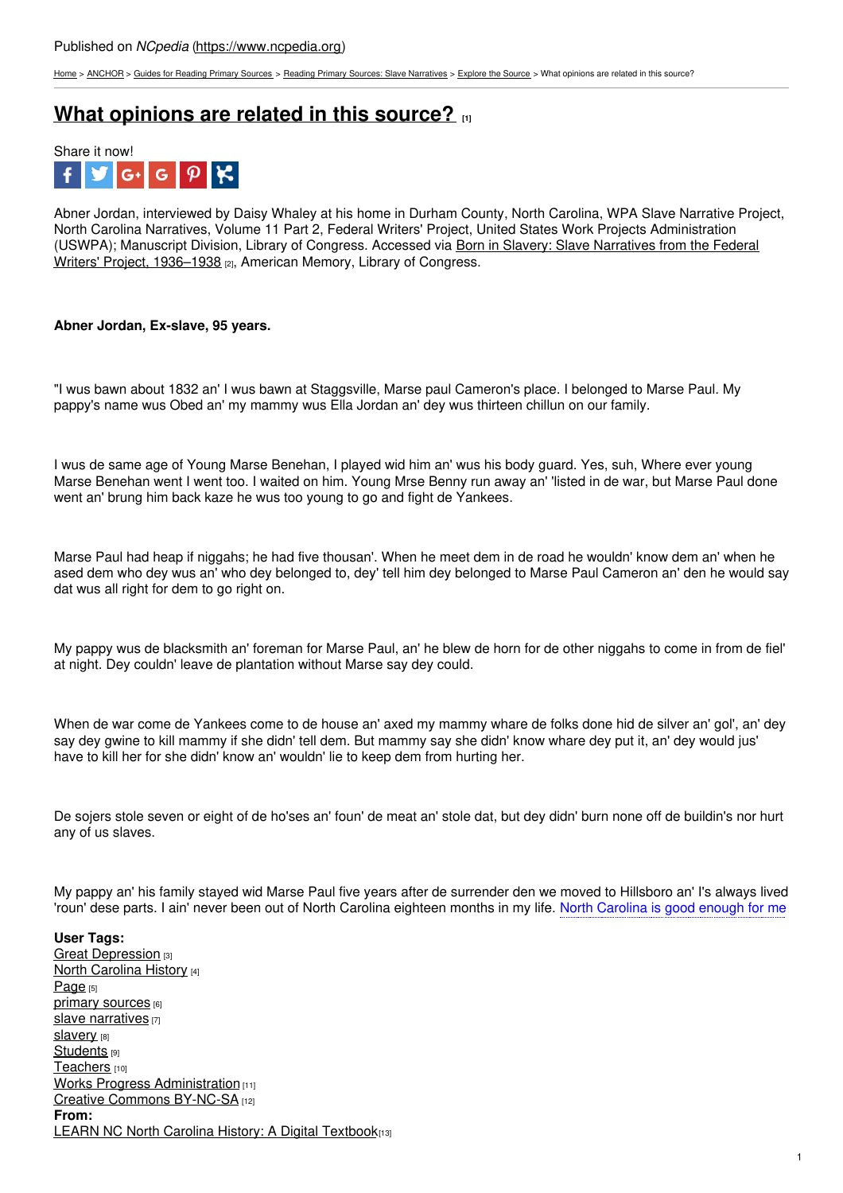Published on *NCpedia* (https://www.ncpedia.org)

Home > ANCHOR > Guides for Reading Primary Sources > Reading Primary Sources: Slave Narratives > Explore the Source > What opinions are related in this source?

# What opinions are related in this source? [1]

Share it now!

Abner Jordan, interviewed by Daisy Whaley at his home in Durham County, North Carolina, WPA Slave Narrative Project, North Carolina Narratives, Volume 11 Part 2, Federal Writers' Project, United States Work Projects Administration (USWPA); Manuscript Division, Library of Congress. Accessed via Born in Slavery: Slave Narratives from the Federal Writers' Project, 1936–1938 [2], American Memory, Library of Congress.

**Abner Jordan, Ex-slave, 95 years.**

"I wus bawn about 1832 an' I wus bawn at Staggsville, Marse paul Cameron's place. I belonged to Marse Paul. My pappy's name wus Obed an' my mammy wus Ella Jordan an' dey wus thirteen chillun on our family.

I wus de same age of Young Marse Benehan, I played wid him an' wus his body guard. Yes, suh, Where ever young Marse Benehan went I went too. I waited on him. Young Mrse Benny run away an' 'listed in de war, but Marse Paul done went an' brung him back kaze he wus too young to go and fight de Yankees.

Marse Paul had heap if niggahs; he had five thousan'. When he meet dem in de road he wouldn' know dem an' when he ased dem who dey wus an' who dey belonged to, dey' tell him dey belonged to Marse Paul Cameron an' den he would say dat wus all right for dem to go right on.

My pappy wus de blacksmith an' foreman for Marse Paul, an' he blew de horn for de other niggahs to come in from de fiel' at night. Dey couldn' leave de plantation without Marse say dey could.

When de war come de Yankees come to de house an' axed my mammy whare de folks done hid de silver an' gol', an' dey say dey gwine to kill mammy if she didn' tell dem. But mammy say she didn' know whare dey put it, an' dey would jus' have to kill her for she didn' know an' wouldn' lie to keep dem from hurting her.

De sojers stole seven or eight of de ho'ses an' foun' de meat an' stole dat, but dey didn' burn none off de buildin's nor hurt any of us slaves.

My pappy an' his family stayed wid Marse Paul five years after de surrender den we moved to Hillsboro an' I's always lived 'roun' dese parts. I ain' never been out of North Carolina eighteen months in my life. North Carolina is good enough for me

**User Tags:**
Great Depression [3]
North Carolina History [4]
Page [5]
primary sources [6]
slave narratives [7]
slavery [8]
Students [9]
Teachers [10]
Works Progress Administration [11]
Creative Commons BY-NC-SA [12]
**From:**
LEARN NC North Carolina History: A Digital Textbook [13]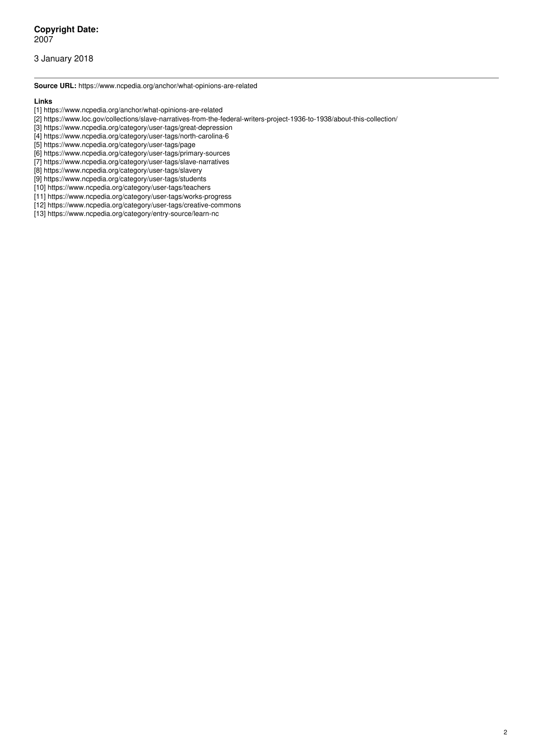**Copyright Date:**
2007

3 January 2018

---

**Source URL:** https://www.ncpedia.org/anchor/what-opinions-are-related

**Links**

[1] https://www.ncpedia.org/anchor/what-opinions-are-related
[2] https://www.loc.gov/collections/slave-narratives-from-the-federal-writers-project-1936-to-1938/about-this-collection/
[3] https://www.ncpedia.org/category/user-tags/great-depression
[4] https://www.ncpedia.org/category/user-tags/north-carolina-6
[5] https://www.ncpedia.org/category/user-tags/page
[6] https://www.ncpedia.org/category/user-tags/primary-sources
[7] https://www.ncpedia.org/category/user-tags/slave-narratives
[8] https://www.ncpedia.org/category/user-tags/slavery
[9] https://www.ncpedia.org/category/user-tags/students
[10] https://www.ncpedia.org/category/user-tags/teachers
[11] https://www.ncpedia.org/category/user-tags/works-progress
[12] https://www.ncpedia.org/category/user-tags/creative-commons
[13] https://www.ncpedia.org/category/entry-source/learn-nc